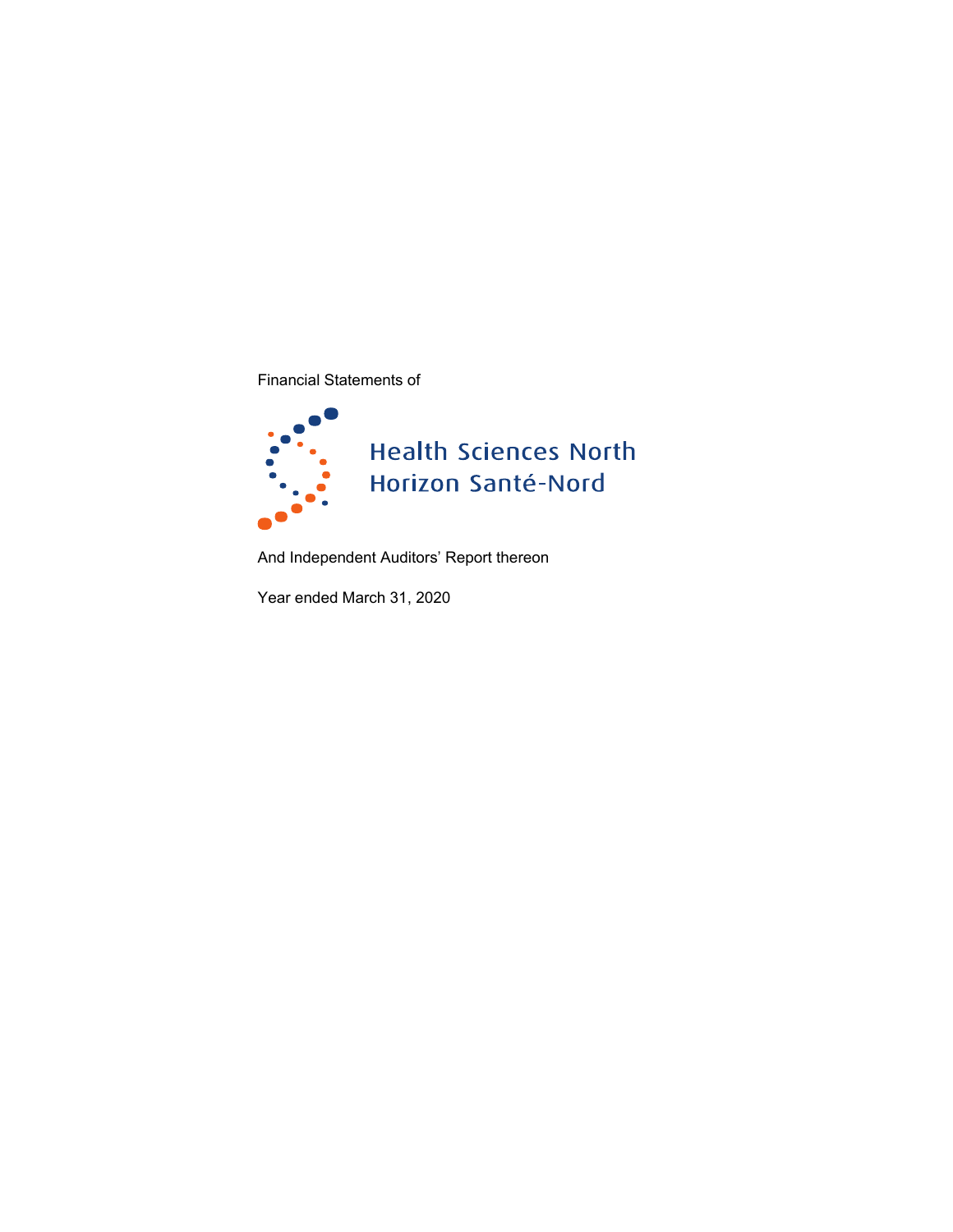Financial Statements of

# Health Sciences North
# Horizon Santé-Nord

And Independent Auditors' Report thereon

Year ended March 31, 2020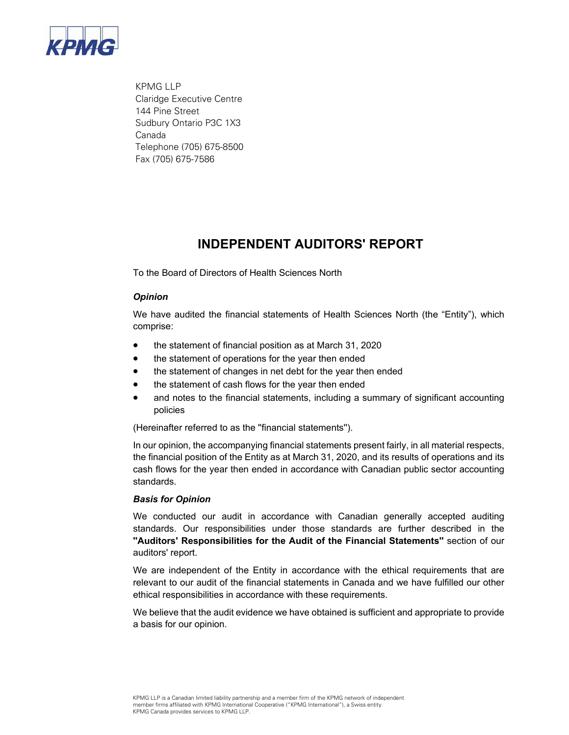KPMG LLP
Claridge Executive Centre
144 Pine Street
Sudbury Ontario P3C 1X3
Canada
Telephone (705) 675-8500
Fax (705) 675-7586

# INDEPENDENT AUDITORS' REPORT

To the Board of Directors of Health Sciences North

### *Opinion*

We have audited the financial statements of Health Sciences North (the "Entity"), which comprise:

- the statement of financial position as at March 31, 2020
- the statement of operations for the year then ended
- the statement of changes in net debt for the year then ended
- the statement of cash flows for the year then ended
- and notes to the financial statements, including a summary of significant accounting policies

(Hereinafter referred to as the "financial statements").

In our opinion, the accompanying financial statements present fairly, in all material respects, the financial position of the Entity as at March 31, 2020, and its results of operations and its cash flows for the year then ended in accordance with Canadian public sector accounting standards.

### *Basis for Opinion*

We conducted our audit in accordance with Canadian generally accepted auditing standards. Our responsibilities under those standards are further described in the **"Auditors' Responsibilities for the Audit of the Financial Statements"** section of our auditors' report.

We are independent of the Entity in accordance with the ethical requirements that are relevant to our audit of the financial statements in Canada and we have fulfilled our other ethical responsibilities in accordance with these requirements.

We believe that the audit evidence we have obtained is sufficient and appropriate to provide a basis for our opinion.

KPMG LLP is a Canadian limited liability partnership and a member firm of the KPMG network of independent member firms affiliated with KPMG International Cooperative ("KPMG International"), a Swiss entity. KPMG Canada provides services to KPMG LLP.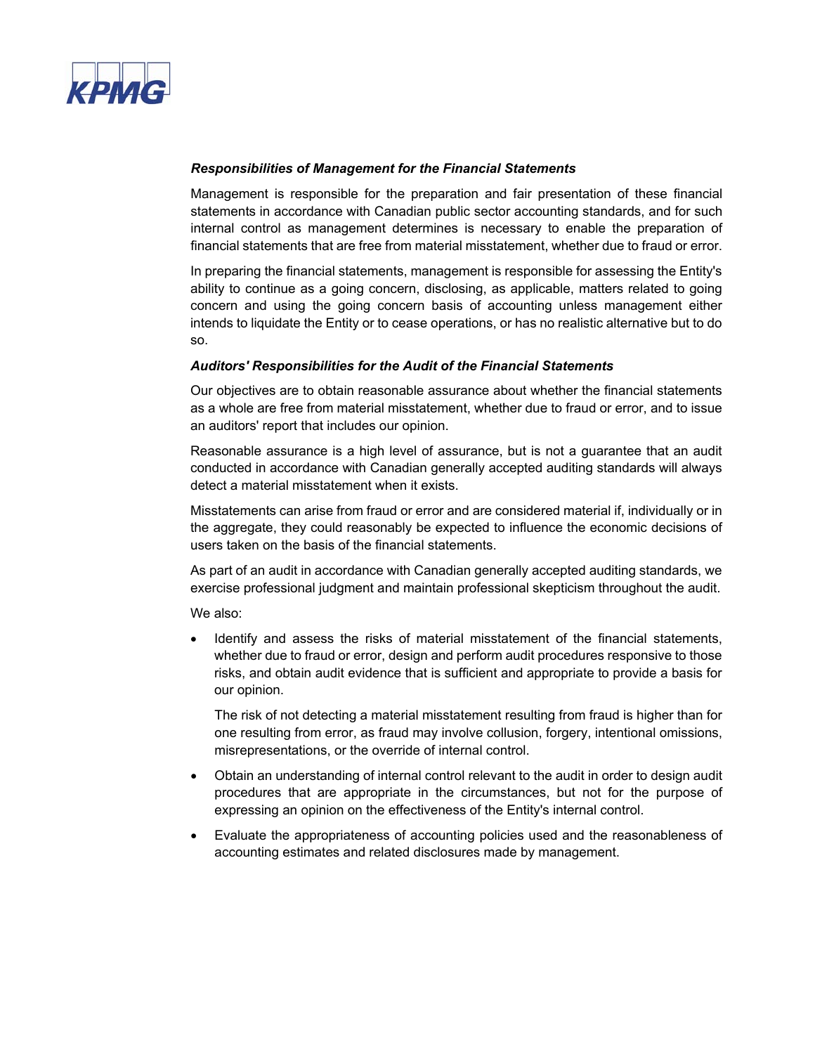***Responsibilities of Management for the Financial Statements***

Management is responsible for the preparation and fair presentation of these financial statements in accordance with Canadian public sector accounting standards, and for such internal control as management determines is necessary to enable the preparation of financial statements that are free from material misstatement, whether due to fraud or error.

In preparing the financial statements, management is responsible for assessing the Entity's ability to continue as a going concern, disclosing, as applicable, matters related to going concern and using the going concern basis of accounting unless management either intends to liquidate the Entity or to cease operations, or has no realistic alternative but to do so.

***Auditors' Responsibilities for the Audit of the Financial Statements***

Our objectives are to obtain reasonable assurance about whether the financial statements as a whole are free from material misstatement, whether due to fraud or error, and to issue an auditors' report that includes our opinion.

Reasonable assurance is a high level of assurance, but is not a guarantee that an audit conducted in accordance with Canadian generally accepted auditing standards will always detect a material misstatement when it exists.

Misstatements can arise from fraud or error and are considered material if, individually or in the aggregate, they could reasonably be expected to influence the economic decisions of users taken on the basis of the financial statements.

As part of an audit in accordance with Canadian generally accepted auditing standards, we exercise professional judgment and maintain professional skepticism throughout the audit.

We also:

- Identify and assess the risks of material misstatement of the financial statements, whether due to fraud or error, design and perform audit procedures responsive to those risks, and obtain audit evidence that is sufficient and appropriate to provide a basis for our opinion.

  The risk of not detecting a material misstatement resulting from fraud is higher than for one resulting from error, as fraud may involve collusion, forgery, intentional omissions, misrepresentations, or the override of internal control.

- Obtain an understanding of internal control relevant to the audit in order to design audit procedures that are appropriate in the circumstances, but not for the purpose of expressing an opinion on the effectiveness of the Entity's internal control.

- Evaluate the appropriateness of accounting policies used and the reasonableness of accounting estimates and related disclosures made by management.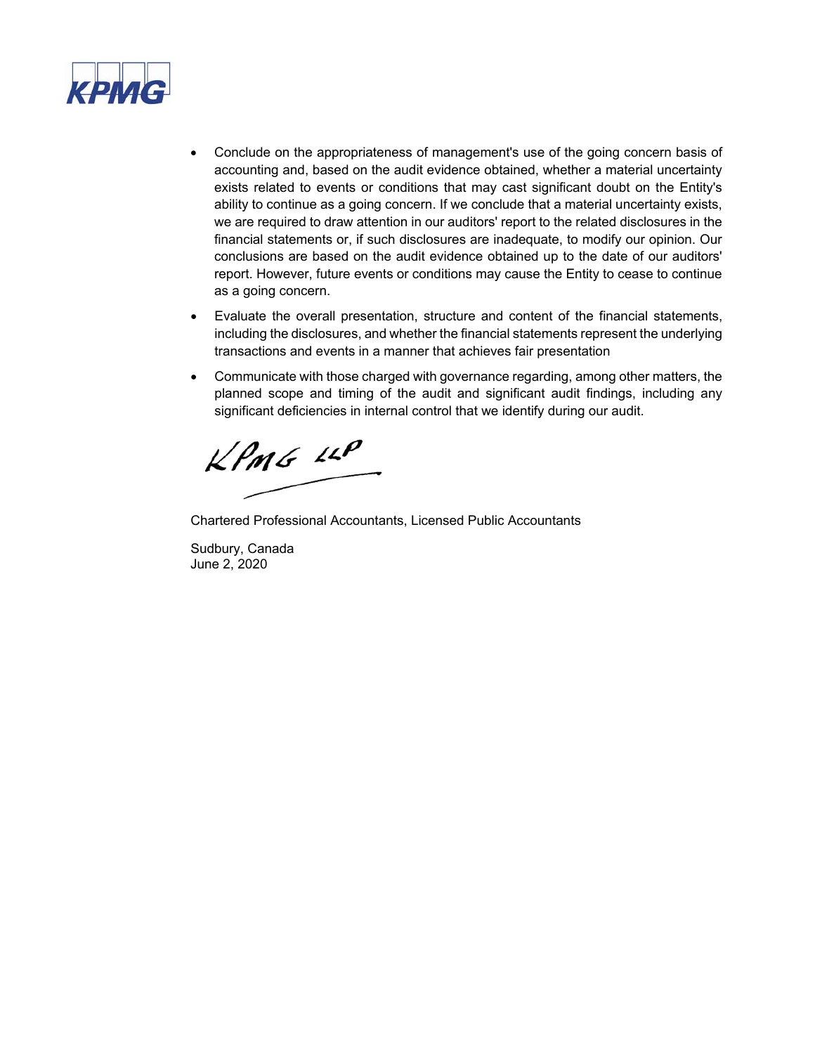- Conclude on the appropriateness of management's use of the going concern basis of accounting and, based on the audit evidence obtained, whether a material uncertainty exists related to events or conditions that may cast significant doubt on the Entity's ability to continue as a going concern. If we conclude that a material uncertainty exists, we are required to draw attention in our auditors' report to the related disclosures in the financial statements or, if such disclosures are inadequate, to modify our opinion. Our conclusions are based on the audit evidence obtained up to the date of our auditors' report. However, future events or conditions may cause the Entity to cease to continue as a going concern.
- Evaluate the overall presentation, structure and content of the financial statements, including the disclosures, and whether the financial statements represent the underlying transactions and events in a manner that achieves fair presentation
- Communicate with those charged with governance regarding, among other matters, the planned scope and timing of the audit and significant audit findings, including any significant deficiencies in internal control that we identify during our audit.

KPMG LLP

Chartered Professional Accountants, Licensed Public Accountants

Sudbury, Canada
June 2, 2020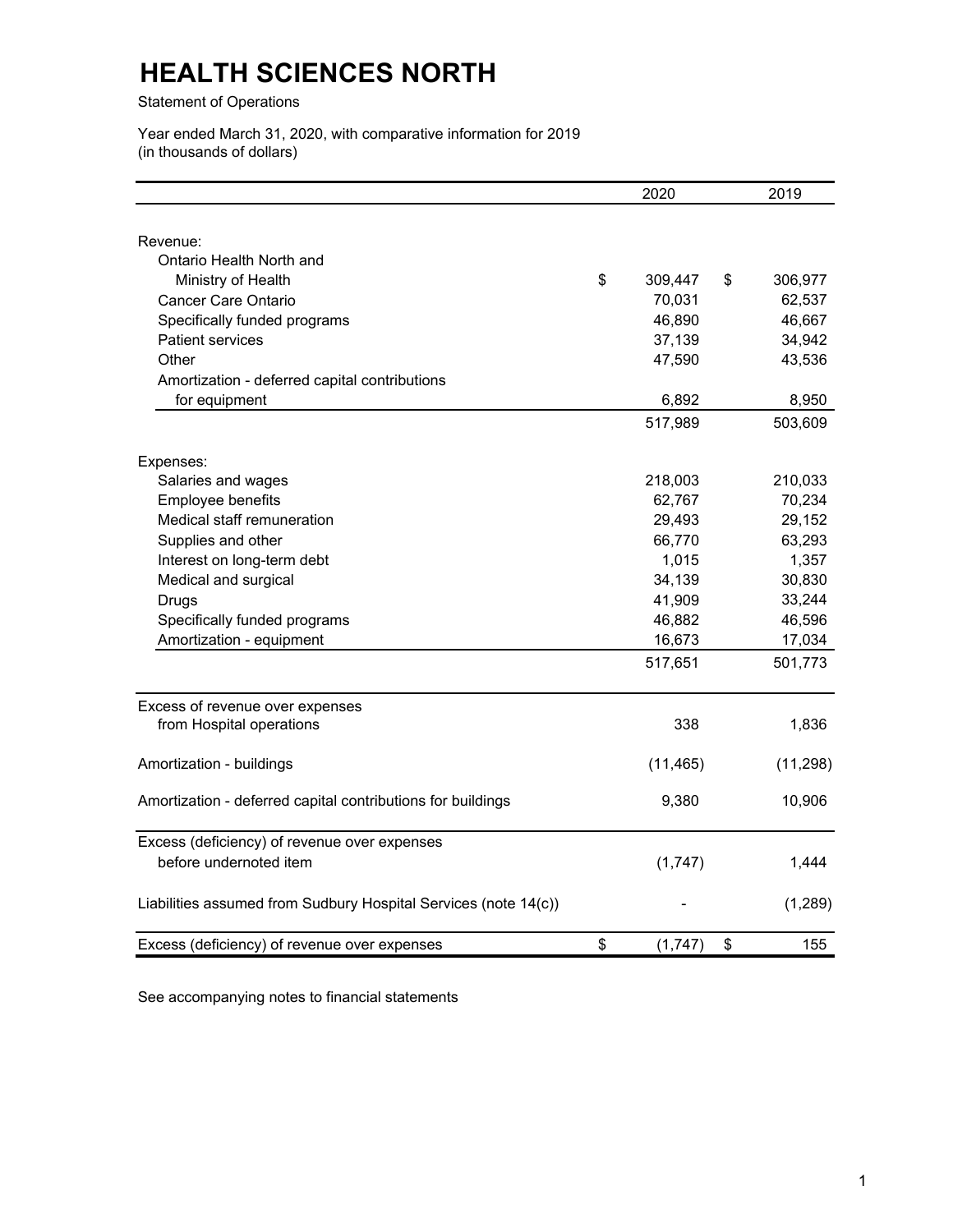# HEALTH SCIENCES NORTH

Statement of Operations

Year ended March 31, 2020, with comparative information for 2019
(in thousands of dollars)

| | 2020 | 2019 |
|---|---|---|
| Revenue: | | |
| Ontario Health North and Ministry of Health | $ 309,447 | $ 306,977 |
| Cancer Care Ontario | 70,031 | 62,537 |
| Specifically funded programs | 46,890 | 46,667 |
| Patient services | 37,139 | 34,942 |
| Other | 47,590 | 43,536 |
| Amortization - deferred capital contributions for equipment | 6,892 | 8,950 |
| | 517,989 | 503,609 |
| Expenses: | | |
| Salaries and wages | 218,003 | 210,033 |
| Employee benefits | 62,767 | 70,234 |
| Medical staff remuneration | 29,493 | 29,152 |
| Supplies and other | 66,770 | 63,293 |
| Interest on long-term debt | 1,015 | 1,357 |
| Medical and surgical | 34,139 | 30,830 |
| Drugs | 41,909 | 33,244 |
| Specifically funded programs | 46,882 | 46,596 |
| Amortization - equipment | 16,673 | 17,034 |
| | 517,651 | 501,773 |
| Excess of revenue over expenses from Hospital operations | 338 | 1,836 |
| Amortization - buildings | (11,465) | (11,298) |
| Amortization - deferred capital contributions for buildings | 9,380 | 10,906 |
| Excess (deficiency) of revenue over expenses before undernoted item | (1,747) | 1,444 |
| Liabilities assumed from Sudbury Hospital Services (note 14(c)) | - | (1,289) |
| Excess (deficiency) of revenue over expenses | $ (1,747) | $ 155 |

See accompanying notes to financial statements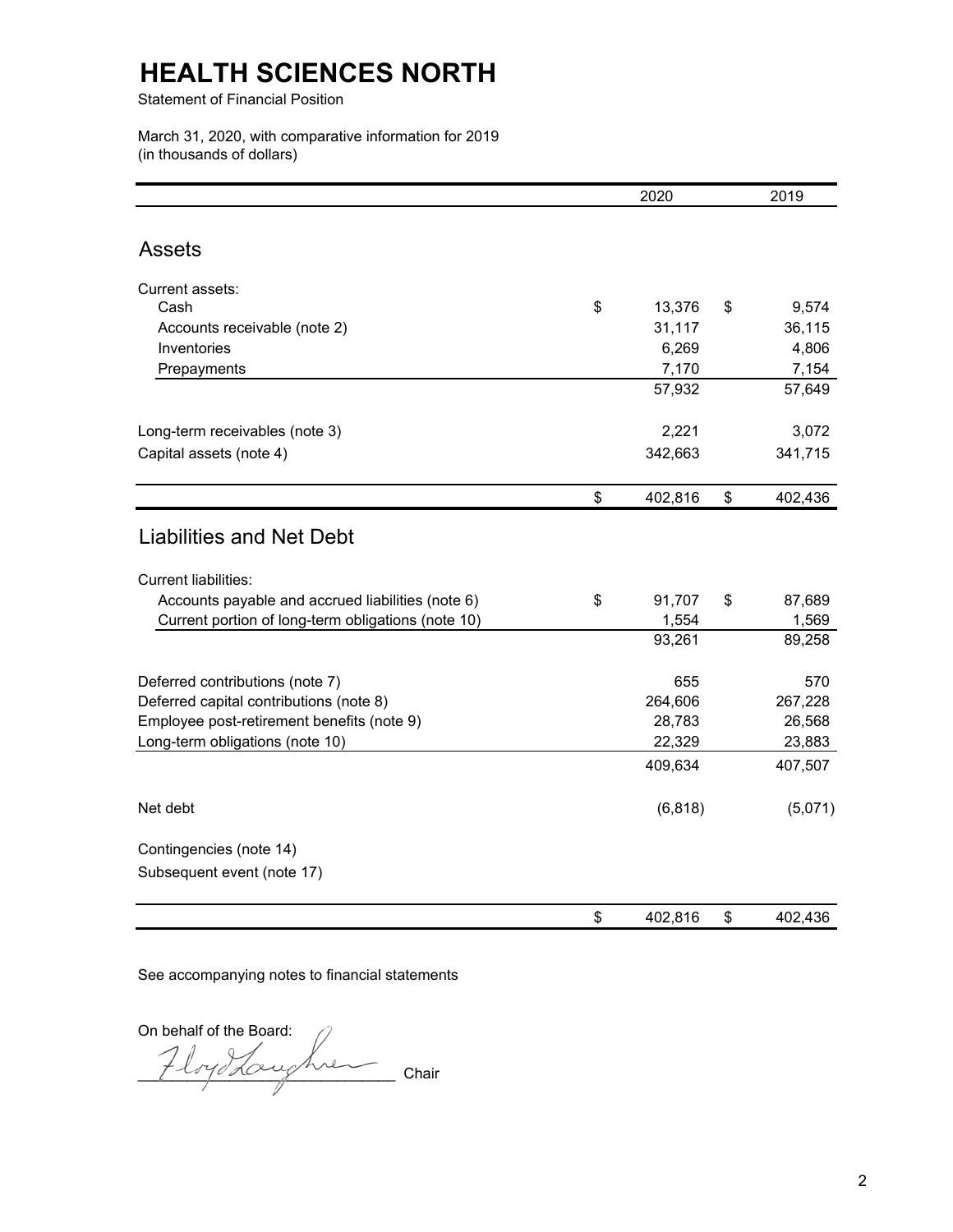# HEALTH SCIENCES NORTH

Statement of Financial Position

March 31, 2020, with comparative information for 2019
(in thousands of dollars)

| | 2020 | 2019 |
|---|---|---|
| **Assets** | | |
| Current assets: | | |
| Cash | $ 13,376 | $ 9,574 |
| Accounts receivable (note 2) | 31,117 | 36,115 |
| Inventories | 6,269 | 4,806 |
| Prepayments | 7,170 | 7,154 |
| | 57,932 | 57,649 |
| Long-term receivables (note 3) | 2,221 | 3,072 |
| Capital assets (note 4) | 342,663 | 341,715 |
| | $ 402,816 | $ 402,436 |
| **Liabilities and Net Debt** | | |
| Current liabilities: | | |
| Accounts payable and accrued liabilities (note 6) | $ 91,707 | $ 87,689 |
| Current portion of long-term obligations (note 10) | 1,554 | 1,569 |
| | 93,261 | 89,258 |
| Deferred contributions (note 7) | 655 | 570 |
| Deferred capital contributions (note 8) | 264,606 | 267,228 |
| Employee post-retirement benefits (note 9) | 28,783 | 26,568 |
| Long-term obligations (note 10) | 22,329 | 23,883 |
| | 409,634 | 407,507 |
| Net debt | (6,818) | (5,071) |
| Contingencies (note 14) | | |
| Subsequent event (note 17) | | |
| | $ 402,816 | $ 402,436 |

See accompanying notes to financial statements

On behalf of the Board:

Floyd Laughren Chair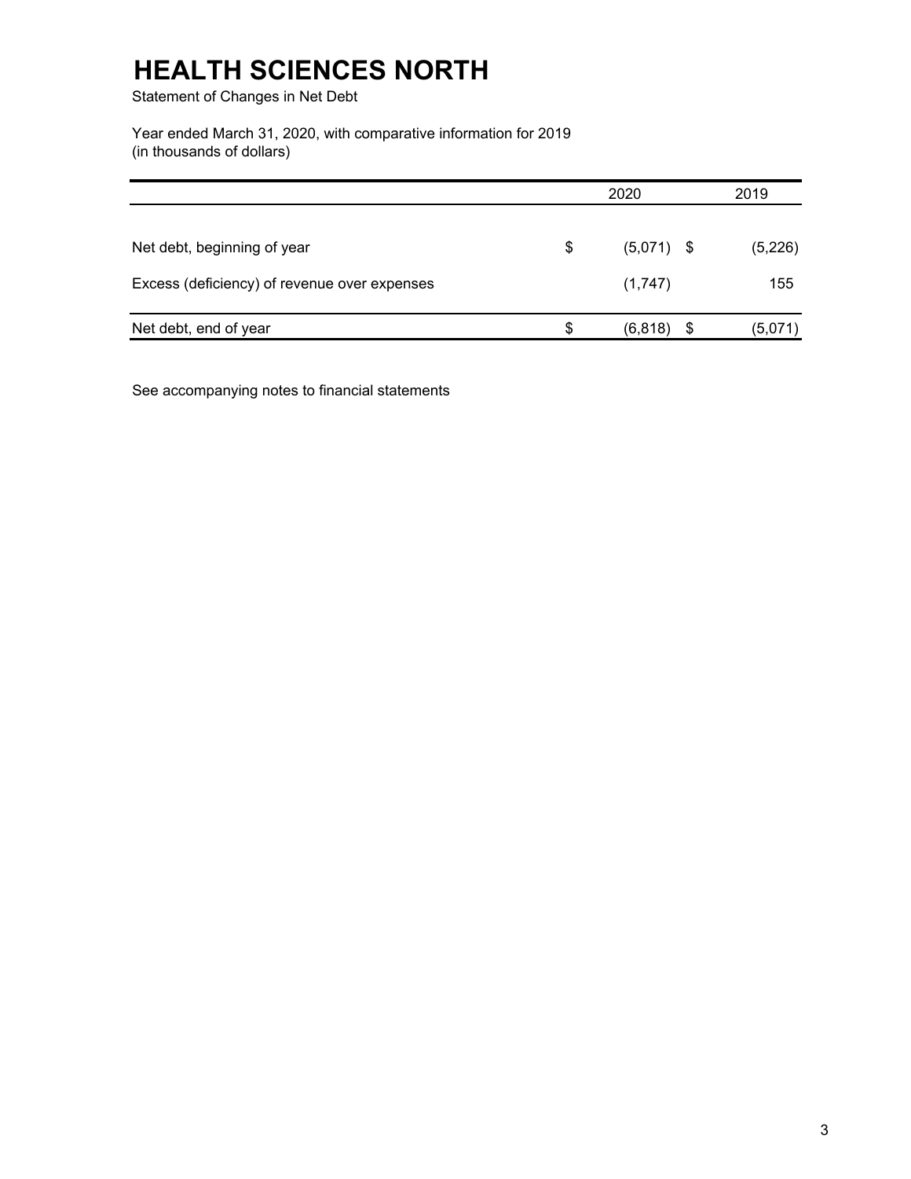# HEALTH SCIENCES NORTH

Statement of Changes in Net Debt

Year ended March 31, 2020, with comparative information for 2019
(in thousands of dollars)

| | 2020 | 2019 |
|---|---|---|
| Net debt, beginning of year | $ (5,071) | $ (5,226) |
| Excess (deficiency) of revenue over expenses | (1,747) | 155 |
| Net debt, end of year | $ (6,818) | $ (5,071) |

See accompanying notes to financial statements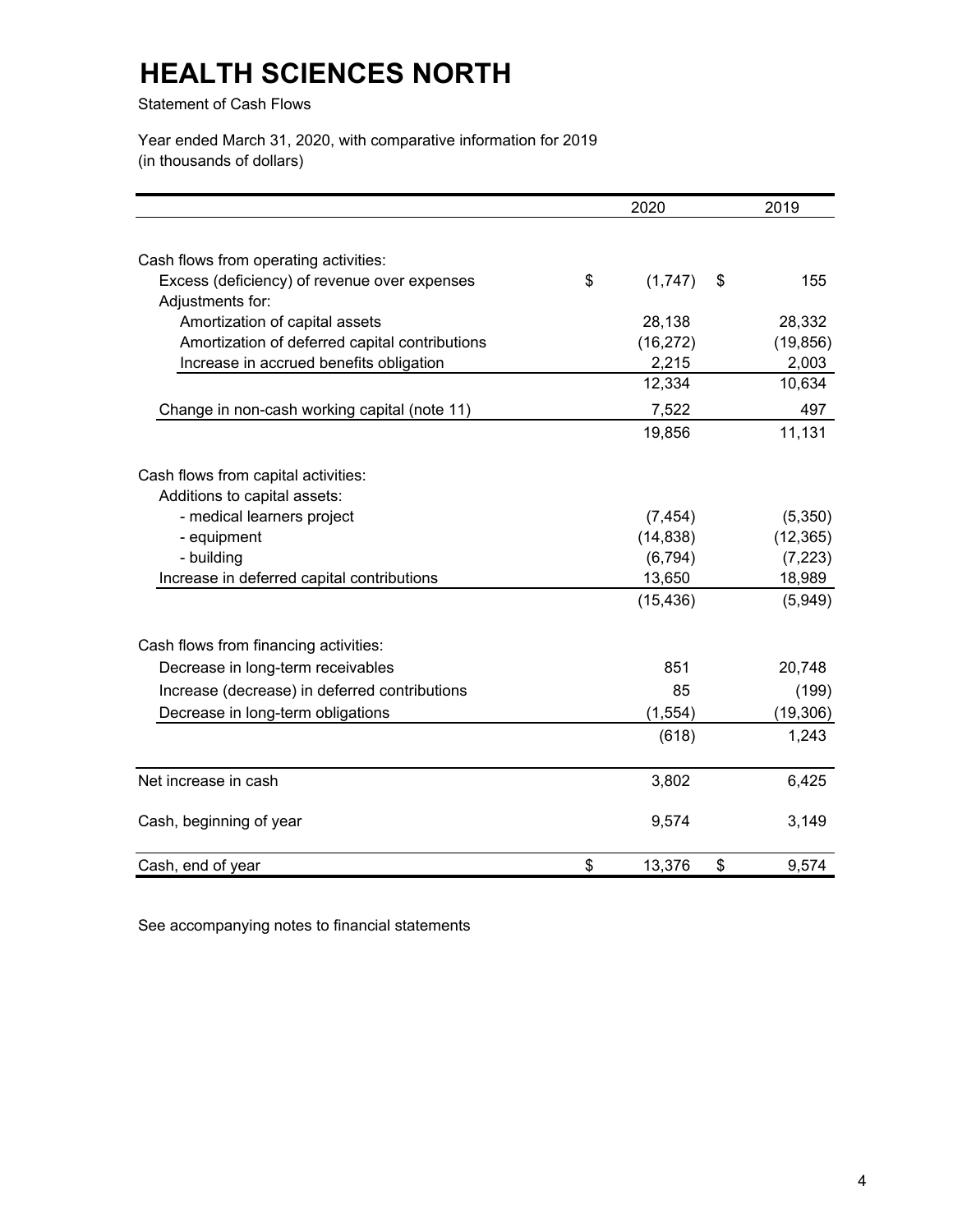# HEALTH SCIENCES NORTH

Statement of Cash Flows

Year ended March 31, 2020, with comparative information for 2019
(in thousands of dollars)

| | 2020 | 2019 |
|---|---|---|
| Cash flows from operating activities: | | |
| Excess (deficiency) of revenue over expenses | $ (1,747) | $ 155 |
| Adjustments for: | | |
| Amortization of capital assets | 28,138 | 28,332 |
| Amortization of deferred capital contributions | (16,272) | (19,856) |
| Increase in accrued benefits obligation | 2,215 | 2,003 |
| | 12,334 | 10,634 |
| Change in non-cash working capital (note 11) | 7,522 | 497 |
| | 19,856 | 11,131 |
| Cash flows from capital activities: | | |
| Additions to capital assets: | | |
| - medical learners project | (7,454) | (5,350) |
| - equipment | (14,838) | (12,365) |
| - building | (6,794) | (7,223) |
| Increase in deferred capital contributions | 13,650 | 18,989 |
| | (15,436) | (5,949) |
| Cash flows from financing activities: | | |
| Decrease in long-term receivables | 851 | 20,748 |
| Increase (decrease) in deferred contributions | 85 | (199) |
| Decrease in long-term obligations | (1,554) | (19,306) |
| | (618) | 1,243 |
| Net increase in cash | 3,802 | 6,425 |
| Cash, beginning of year | 9,574 | 3,149 |
| Cash, end of year | $ 13,376 | $ 9,574 |

See accompanying notes to financial statements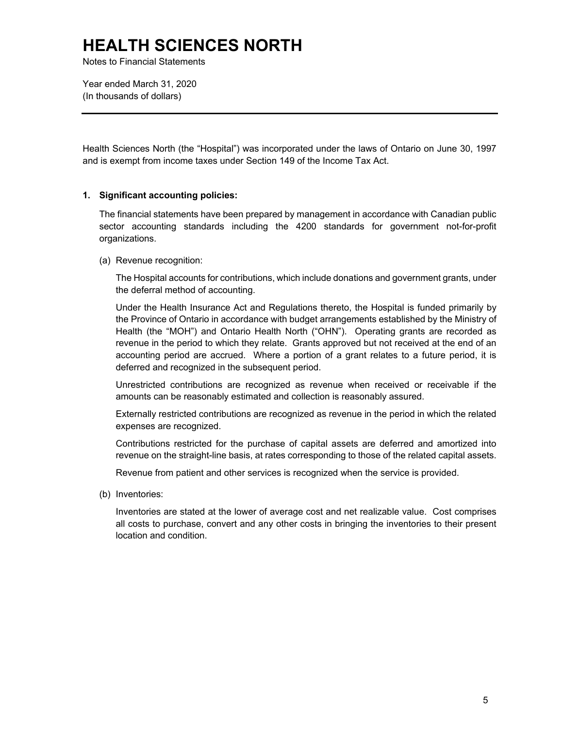# HEALTH SCIENCES NORTH

Notes to Financial Statements

Year ended March 31, 2020
(In thousands of dollars)

---

Health Sciences North (the "Hospital") was incorporated under the laws of Ontario on June 30, 1997 and is exempt from income taxes under Section 149 of the Income Tax Act.

**1. Significant accounting policies:**

The financial statements have been prepared by management in accordance with Canadian public sector accounting standards including the 4200 standards for government not-for-profit organizations.

(a) Revenue recognition:

The Hospital accounts for contributions, which include donations and government grants, under the deferral method of accounting.

Under the Health Insurance Act and Regulations thereto, the Hospital is funded primarily by the Province of Ontario in accordance with budget arrangements established by the Ministry of Health (the "MOH") and Ontario Health North ("OHN"). Operating grants are recorded as revenue in the period to which they relate. Grants approved but not received at the end of an accounting period are accrued. Where a portion of a grant relates to a future period, it is deferred and recognized in the subsequent period.

Unrestricted contributions are recognized as revenue when received or receivable if the amounts can be reasonably estimated and collection is reasonably assured.

Externally restricted contributions are recognized as revenue in the period in which the related expenses are recognized.

Contributions restricted for the purchase of capital assets are deferred and amortized into revenue on the straight-line basis, at rates corresponding to those of the related capital assets.

Revenue from patient and other services is recognized when the service is provided.

(b) Inventories:

Inventories are stated at the lower of average cost and net realizable value. Cost comprises all costs to purchase, convert and any other costs in bringing the inventories to their present location and condition.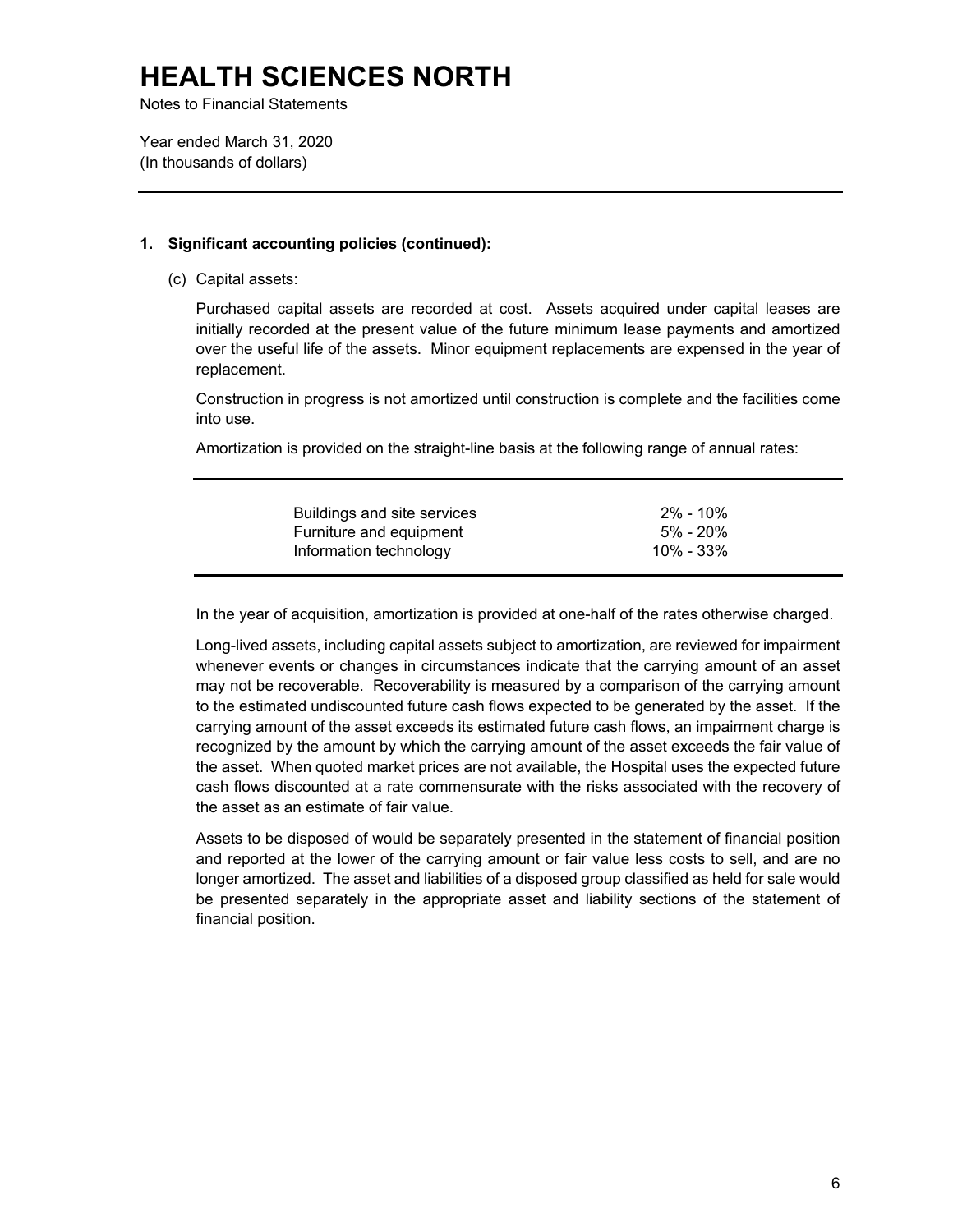# HEALTH SCIENCES NORTH

Notes to Financial Statements

Year ended March 31, 2020
(In thousands of dollars)

**1. Significant accounting policies (continued):**

(c) Capital assets:

Purchased capital assets are recorded at cost. Assets acquired under capital leases are initially recorded at the present value of the future minimum lease payments and amortized over the useful life of the assets. Minor equipment replacements are expensed in the year of replacement.

Construction in progress is not amortized until construction is complete and the facilities come into use.

Amortization is provided on the straight-line basis at the following range of annual rates:

| | |
|---|---|
| Buildings and site services | 2% - 10% |
| Furniture and equipment | 5% - 20% |
| Information technology | 10% - 33% |

In the year of acquisition, amortization is provided at one-half of the rates otherwise charged.

Long-lived assets, including capital assets subject to amortization, are reviewed for impairment whenever events or changes in circumstances indicate that the carrying amount of an asset may not be recoverable. Recoverability is measured by a comparison of the carrying amount to the estimated undiscounted future cash flows expected to be generated by the asset. If the carrying amount of the asset exceeds its estimated future cash flows, an impairment charge is recognized by the amount by which the carrying amount of the asset exceeds the fair value of the asset. When quoted market prices are not available, the Hospital uses the expected future cash flows discounted at a rate commensurate with the risks associated with the recovery of the asset as an estimate of fair value.

Assets to be disposed of would be separately presented in the statement of financial position and reported at the lower of the carrying amount or fair value less costs to sell, and are no longer amortized. The asset and liabilities of a disposed group classified as held for sale would be presented separately in the appropriate asset and liability sections of the statement of financial position.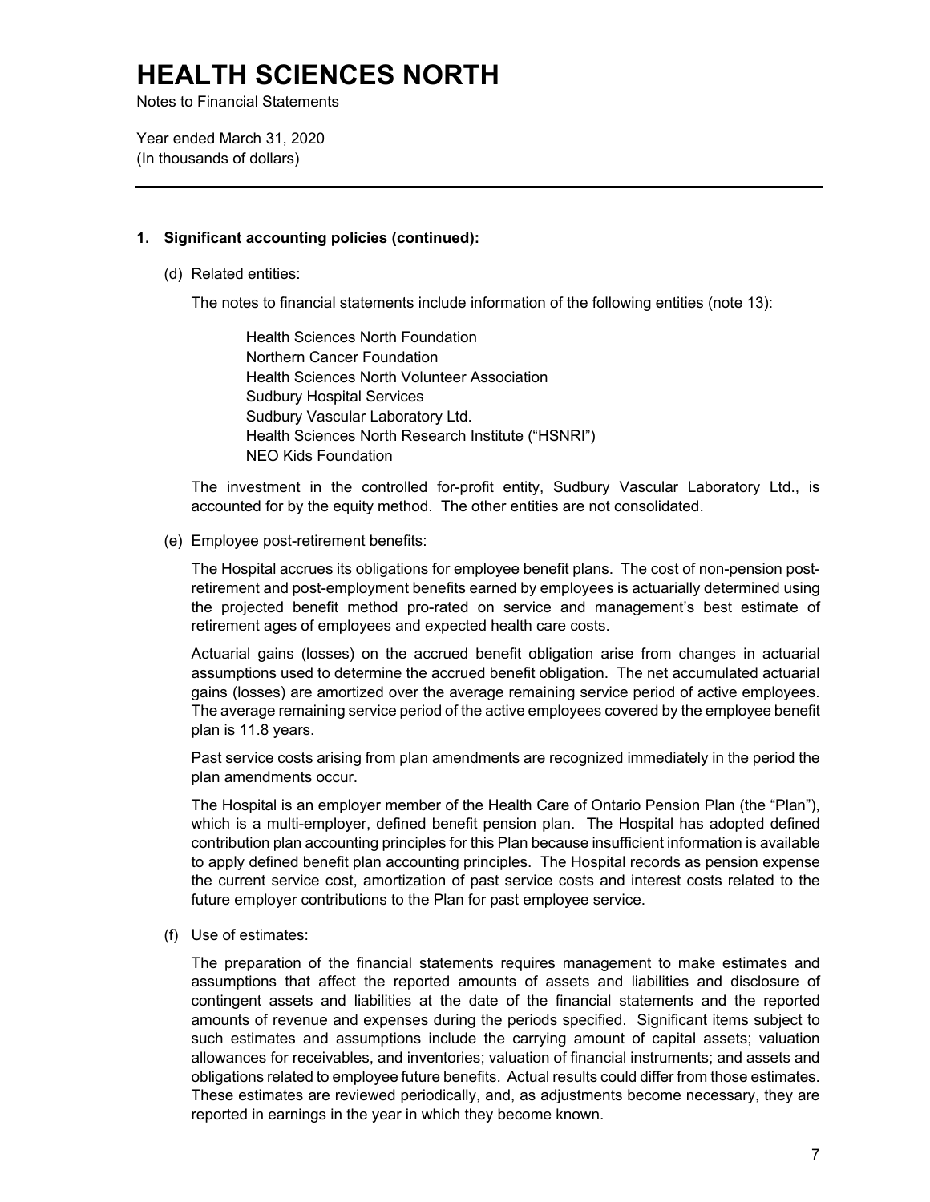# HEALTH SCIENCES NORTH

Notes to Financial Statements

Year ended March 31, 2020
(In thousands of dollars)

## 1. Significant accounting policies (continued):

(d) Related entities:

The notes to financial statements include information of the following entities (note 13):

- Health Sciences North Foundation
- Northern Cancer Foundation
- Health Sciences North Volunteer Association
- Sudbury Hospital Services
- Sudbury Vascular Laboratory Ltd.
- Health Sciences North Research Institute ("HSNRI")
- NEO Kids Foundation

The investment in the controlled for-profit entity, Sudbury Vascular Laboratory Ltd., is accounted for by the equity method. The other entities are not consolidated.

(e) Employee post-retirement benefits:

The Hospital accrues its obligations for employee benefit plans. The cost of non-pension post-retirement and post-employment benefits earned by employees is actuarially determined using the projected benefit method pro-rated on service and management's best estimate of retirement ages of employees and expected health care costs.

Actuarial gains (losses) on the accrued benefit obligation arise from changes in actuarial assumptions used to determine the accrued benefit obligation. The net accumulated actuarial gains (losses) are amortized over the average remaining service period of active employees. The average remaining service period of the active employees covered by the employee benefit plan is 11.8 years.

Past service costs arising from plan amendments are recognized immediately in the period the plan amendments occur.

The Hospital is an employer member of the Health Care of Ontario Pension Plan (the "Plan"), which is a multi-employer, defined benefit pension plan. The Hospital has adopted defined contribution plan accounting principles for this Plan because insufficient information is available to apply defined benefit plan accounting principles. The Hospital records as pension expense the current service cost, amortization of past service costs and interest costs related to the future employer contributions to the Plan for past employee service.

(f) Use of estimates:

The preparation of the financial statements requires management to make estimates and assumptions that affect the reported amounts of assets and liabilities and disclosure of contingent assets and liabilities at the date of the financial statements and the reported amounts of revenue and expenses during the periods specified. Significant items subject to such estimates and assumptions include the carrying amount of capital assets; valuation allowances for receivables, and inventories; valuation of financial instruments; and assets and obligations related to employee future benefits. Actual results could differ from those estimates. These estimates are reviewed periodically, and, as adjustments become necessary, they are reported in earnings in the year in which they become known.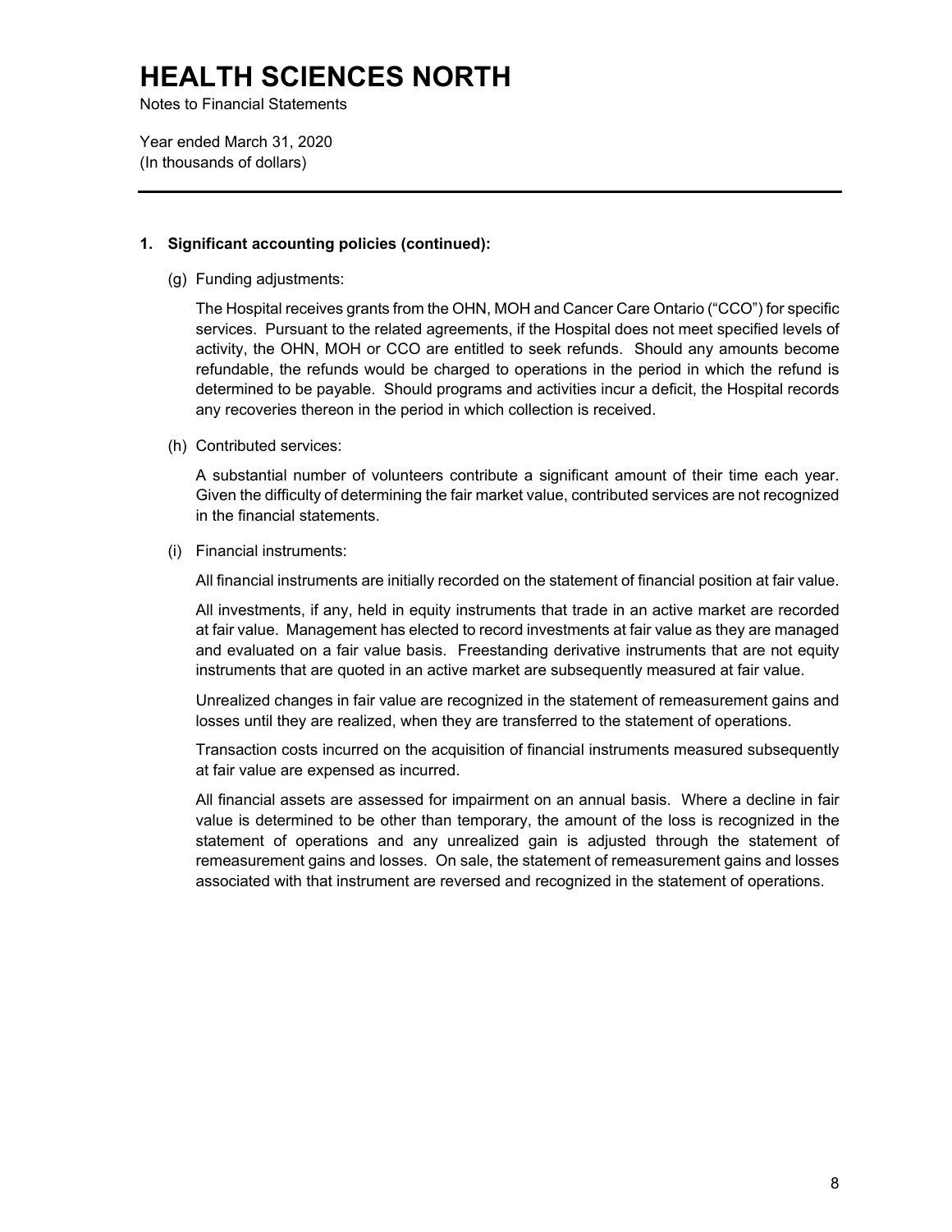# HEALTH SCIENCES NORTH

Notes to Financial Statements

Year ended March 31, 2020
(In thousands of dollars)

---

**1. Significant accounting policies (continued):**

(g) Funding adjustments:

The Hospital receives grants from the OHN, MOH and Cancer Care Ontario ("CCO") for specific services. Pursuant to the related agreements, if the Hospital does not meet specified levels of activity, the OHN, MOH or CCO are entitled to seek refunds. Should any amounts become refundable, the refunds would be charged to operations in the period in which the refund is determined to be payable. Should programs and activities incur a deficit, the Hospital records any recoveries thereon in the period in which collection is received.

(h) Contributed services:

A substantial number of volunteers contribute a significant amount of their time each year. Given the difficulty of determining the fair market value, contributed services are not recognized in the financial statements.

(i) Financial instruments:

All financial instruments are initially recorded on the statement of financial position at fair value.

All investments, if any, held in equity instruments that trade in an active market are recorded at fair value. Management has elected to record investments at fair value as they are managed and evaluated on a fair value basis. Freestanding derivative instruments that are not equity instruments that are quoted in an active market are subsequently measured at fair value.

Unrealized changes in fair value are recognized in the statement of remeasurement gains and losses until they are realized, when they are transferred to the statement of operations.

Transaction costs incurred on the acquisition of financial instruments measured subsequently at fair value are expensed as incurred.

All financial assets are assessed for impairment on an annual basis. Where a decline in fair value is determined to be other than temporary, the amount of the loss is recognized in the statement of operations and any unrealized gain is adjusted through the statement of remeasurement gains and losses. On sale, the statement of remeasurement gains and losses associated with that instrument are reversed and recognized in the statement of operations.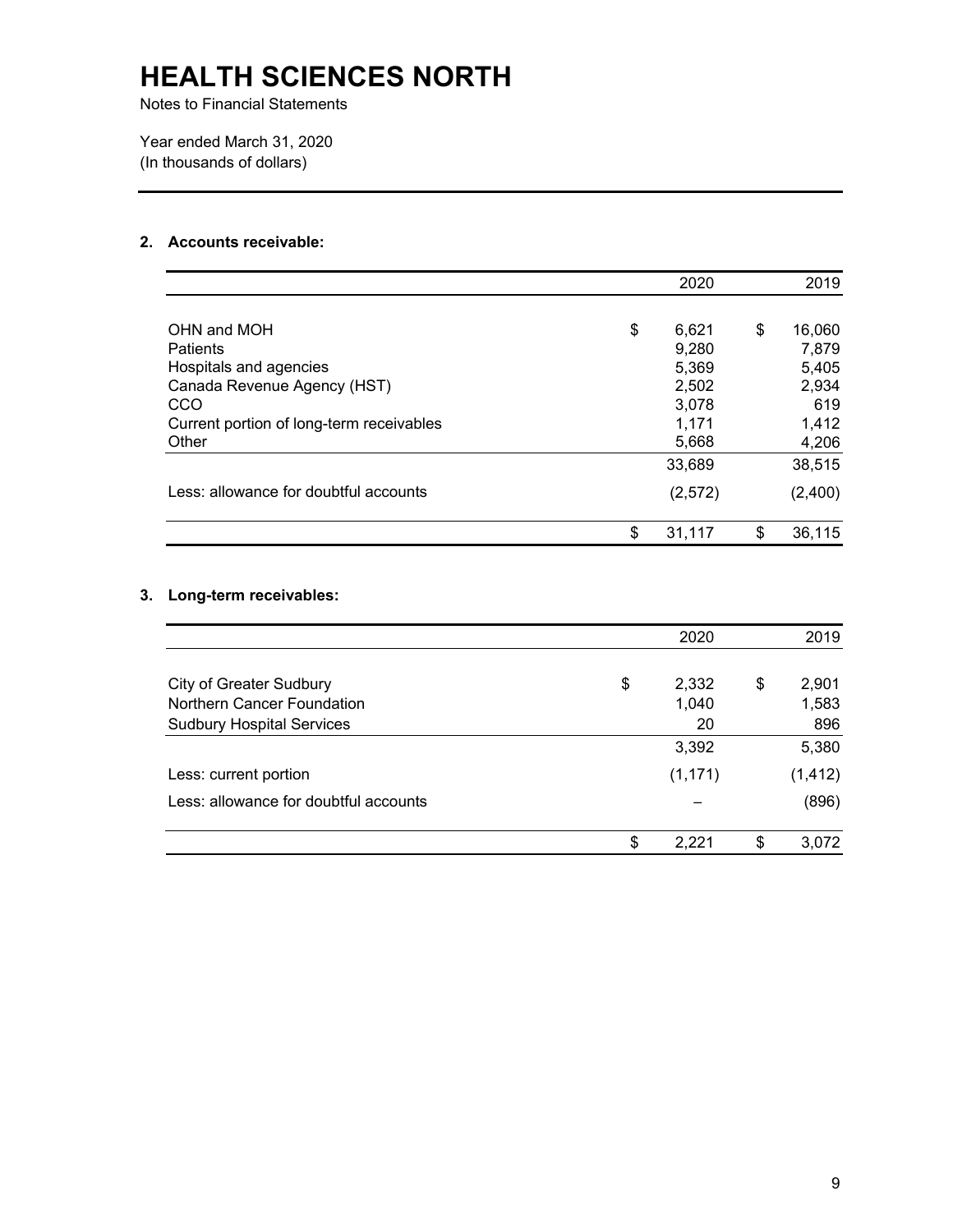# HEALTH SCIENCES NORTH

Notes to Financial Statements

Year ended March 31, 2020
(In thousands of dollars)

## 2. Accounts receivable:

| | 2020 | 2019 |
|---|---|---|
| OHN and MOH | $ 6,621 | $ 16,060 |
| Patients | 9,280 | 7,879 |
| Hospitals and agencies | 5,369 | 5,405 |
| Canada Revenue Agency (HST) | 2,502 | 2,934 |
| CCO | 3,078 | 619 |
| Current portion of long-term receivables | 1,171 | 1,412 |
| Other | 5,668 | 4,206 |
| | 33,689 | 38,515 |
| Less: allowance for doubtful accounts | (2,572) | (2,400) |
| | $ 31,117 | $ 36,115 |

## 3. Long-term receivables:

| | 2020 | 2019 |
|---|---|---|
| City of Greater Sudbury | $ 2,332 | $ 2,901 |
| Northern Cancer Foundation | 1,040 | 1,583 |
| Sudbury Hospital Services | 20 | 896 |
| | 3,392 | 5,380 |
| Less: current portion | (1,171) | (1,412) |
| Less: allowance for doubtful accounts | – | (896) |
| | $ 2,221 | $ 3,072 |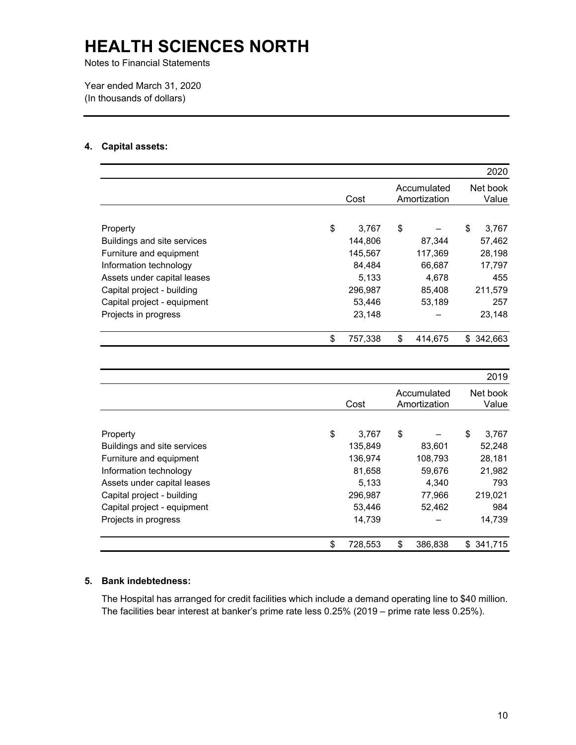# HEALTH SCIENCES NORTH

Notes to Financial Statements

Year ended March 31, 2020
(In thousands of dollars)

## 4. Capital assets:

| | | | 2020 |
|---|---|---|---|
| | Cost | Accumulated Amortization | Net book Value |
| Property | $ 3,767 | $ – | $ 3,767 |
| Buildings and site services | 144,806 | 87,344 | 57,462 |
| Furniture and equipment | 145,567 | 117,369 | 28,198 |
| Information technology | 84,484 | 66,687 | 17,797 |
| Assets under capital leases | 5,133 | 4,678 | 455 |
| Capital project - building | 296,987 | 85,408 | 211,579 |
| Capital project - equipment | 53,446 | 53,189 | 257 |
| Projects in progress | 23,148 | – | 23,148 |
| | $ 757,338 | $ 414,675 | $ 342,663 |

| | | | 2019 |
|---|---|---|---|
| | Cost | Accumulated Amortization | Net book Value |
| Property | $ 3,767 | $ – | $ 3,767 |
| Buildings and site services | 135,849 | 83,601 | 52,248 |
| Furniture and equipment | 136,974 | 108,793 | 28,181 |
| Information technology | 81,658 | 59,676 | 21,982 |
| Assets under capital leases | 5,133 | 4,340 | 793 |
| Capital project - building | 296,987 | 77,966 | 219,021 |
| Capital project - equipment | 53,446 | 52,462 | 984 |
| Projects in progress | 14,739 | – | 14,739 |
| | $ 728,553 | $ 386,838 | $ 341,715 |

## 5. Bank indebtedness:

The Hospital has arranged for credit facilities which include a demand operating line to $40 million. The facilities bear interest at banker's prime rate less 0.25% (2019 – prime rate less 0.25%).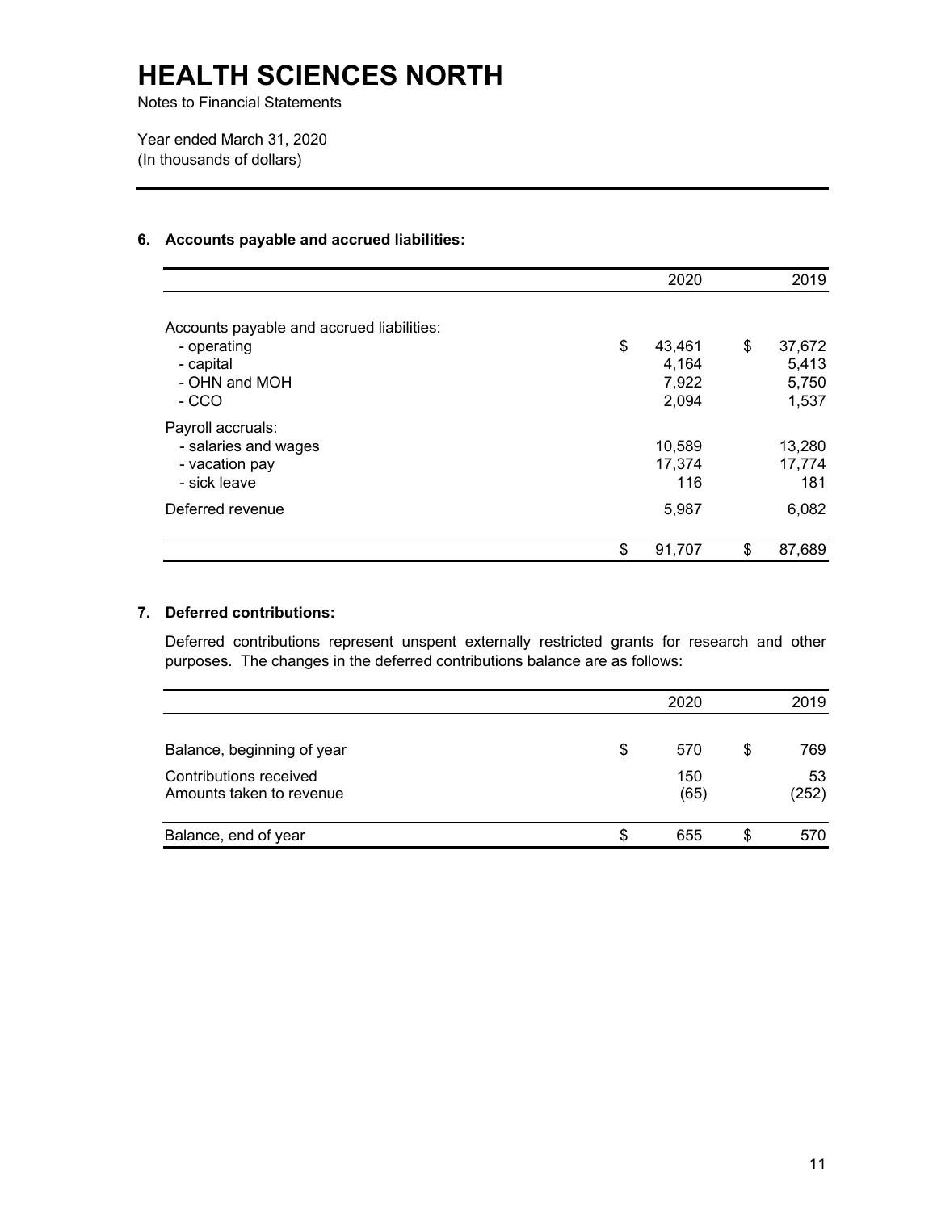# HEALTH SCIENCES NORTH

Notes to Financial Statements

Year ended March 31, 2020
(In thousands of dollars)

## 6. Accounts payable and accrued liabilities:

| | 2020 | 2019 |
|---|---|---|
| Accounts payable and accrued liabilities: | | |
| - operating | $ 43,461 | $ 37,672 |
| - capital | 4,164 | 5,413 |
| - OHN and MOH | 7,922 | 5,750 |
| - CCO | 2,094 | 1,537 |
| Payroll accruals: | | |
| - salaries and wages | 10,589 | 13,280 |
| - vacation pay | 17,374 | 17,774 |
| - sick leave | 116 | 181 |
| Deferred revenue | 5,987 | 6,082 |
| | $ 91,707 | $ 87,689 |

## 7. Deferred contributions:

Deferred contributions represent unspent externally restricted grants for research and other purposes. The changes in the deferred contributions balance are as follows:

| | 2020 | 2019 |
|---|---|---|
| Balance, beginning of year | $ 570 | $ 769 |
| Contributions received | 150 | 53 |
| Amounts taken to revenue | (65) | (252) |
| Balance, end of year | $ 655 | $ 570 |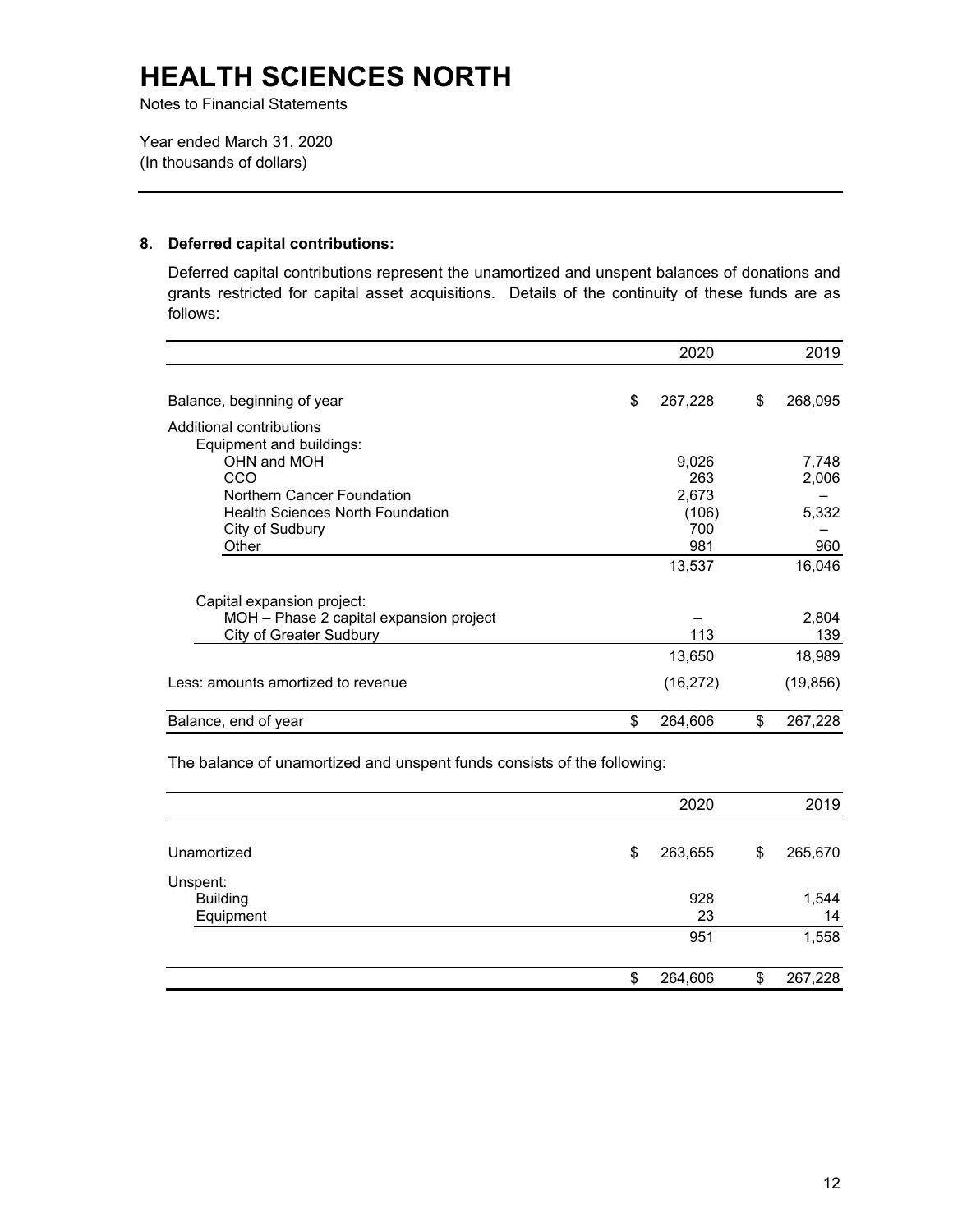# HEALTH SCIENCES NORTH

Notes to Financial Statements

Year ended March 31, 2020
(In thousands of dollars)

## 8. Deferred capital contributions:

Deferred capital contributions represent the unamortized and unspent balances of donations and grants restricted for capital asset acquisitions. Details of the continuity of these funds are as follows:

| | 2020 | 2019 |
|---|---|---|
| Balance, beginning of year | $ 267,228 | $ 268,095 |
| Additional contributions | | |
| Equipment and buildings: | | |
| OHN and MOH | 9,026 | 7,748 |
| CCO | 263 | 2,006 |
| Northern Cancer Foundation | 2,673 | – |
| Health Sciences North Foundation | (106) | 5,332 |
| City of Sudbury | 700 | – |
| Other | 981 | 960 |
| | 13,537 | 16,046 |
| Capital expansion project: | | |
| MOH – Phase 2 capital expansion project | – | 2,804 |
| City of Greater Sudbury | 113 | 139 |
| | 13,650 | 18,989 |
| Less: amounts amortized to revenue | (16,272) | (19,856) |
| Balance, end of year | $ 264,606 | $ 267,228 |

The balance of unamortized and unspent funds consists of the following:

| | 2020 | 2019 |
|---|---|---|
| Unamortized | $ 263,655 | $ 265,670 |
| Unspent: | | |
| Building | 928 | 1,544 |
| Equipment | 23 | 14 |
| | 951 | 1,558 |
| | $ 264,606 | $ 267,228 |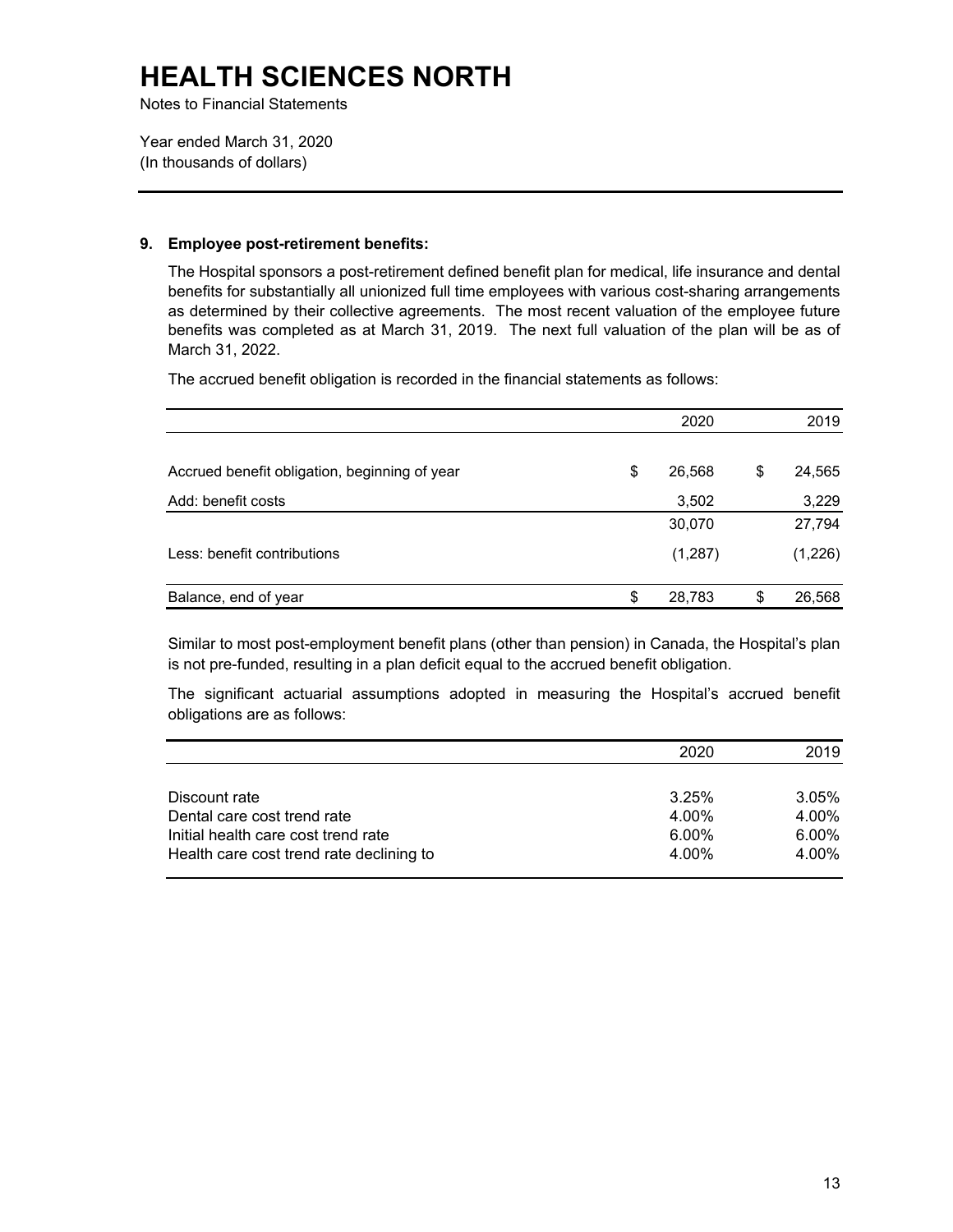# HEALTH SCIENCES NORTH

Notes to Financial Statements

Year ended March 31, 2020
(In thousands of dollars)

---

**9. Employee post-retirement benefits:**

The Hospital sponsors a post-retirement defined benefit plan for medical, life insurance and dental benefits for substantially all unionized full time employees with various cost-sharing arrangements as determined by their collective agreements. The most recent valuation of the employee future benefits was completed as at March 31, 2019. The next full valuation of the plan will be as of March 31, 2022.

The accrued benefit obligation is recorded in the financial statements as follows:

| | 2020 | 2019 |
|---|---|---|
| Accrued benefit obligation, beginning of year | $ 26,568 | $ 24,565 |
| Add: benefit costs | 3,502 | 3,229 |
| | 30,070 | 27,794 |
| Less: benefit contributions | (1,287) | (1,226) |
| Balance, end of year | $ 28,783 | $ 26,568 |

Similar to most post-employment benefit plans (other than pension) in Canada, the Hospital's plan is not pre-funded, resulting in a plan deficit equal to the accrued benefit obligation.

The significant actuarial assumptions adopted in measuring the Hospital's accrued benefit obligations are as follows:

| | 2020 | 2019 |
|---|---|---|
| Discount rate | 3.25% | 3.05% |
| Dental care cost trend rate | 4.00% | 4.00% |
| Initial health care cost trend rate | 6.00% | 6.00% |
| Health care cost trend rate declining to | 4.00% | 4.00% |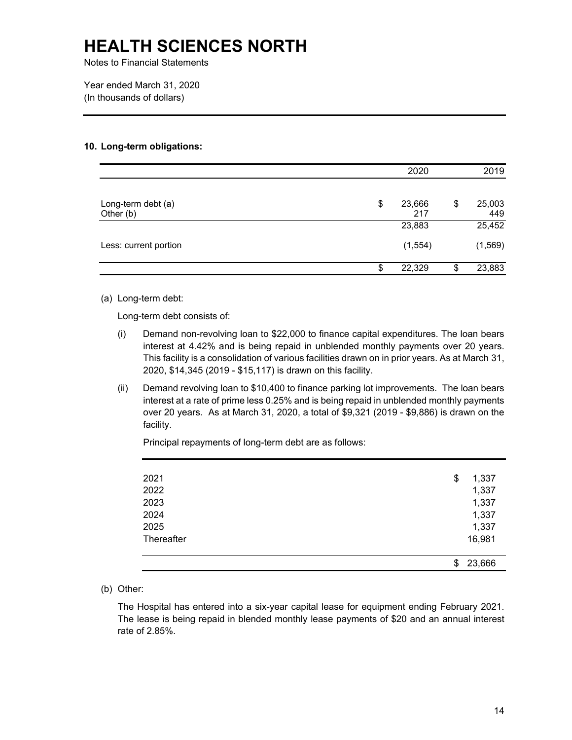# HEALTH SCIENCES NORTH

Notes to Financial Statements

Year ended March 31, 2020
(In thousands of dollars)

### 10. Long-term obligations:

| | 2020 | 2019 |
|---|---|---|
| Long-term debt (a) | $ 23,666 | $ 25,003 |
| Other (b) | 217 | 449 |
| | 23,883 | 25,452 |
| Less: current portion | (1,554) | (1,569) |
| | $ 22,329 | $ 23,883 |

(a) Long-term debt:

Long-term debt consists of:

(i) Demand non-revolving loan to $22,000 to finance capital expenditures. The loan bears interest at 4.42% and is being repaid in unblended monthly payments over 20 years. This facility is a consolidation of various facilities drawn on in prior years. As at March 31, 2020, $14,345 (2019 - $15,117) is drawn on this facility.

(ii) Demand revolving loan to $10,400 to finance parking lot improvements. The loan bears interest at a rate of prime less 0.25% and is being repaid in unblended monthly payments over 20 years. As at March 31, 2020, a total of $9,321 (2019 - $9,886) is drawn on the facility.

Principal repayments of long-term debt are as follows:

| | |
|---|---|
| 2021 | $ 1,337 |
| 2022 | 1,337 |
| 2023 | 1,337 |
| 2024 | 1,337 |
| 2025 | 1,337 |
| Thereafter | 16,981 |
| | $ 23,666 |

(b) Other:

The Hospital has entered into a six-year capital lease for equipment ending February 2021. The lease is being repaid in blended monthly lease payments of $20 and an annual interest rate of 2.85%.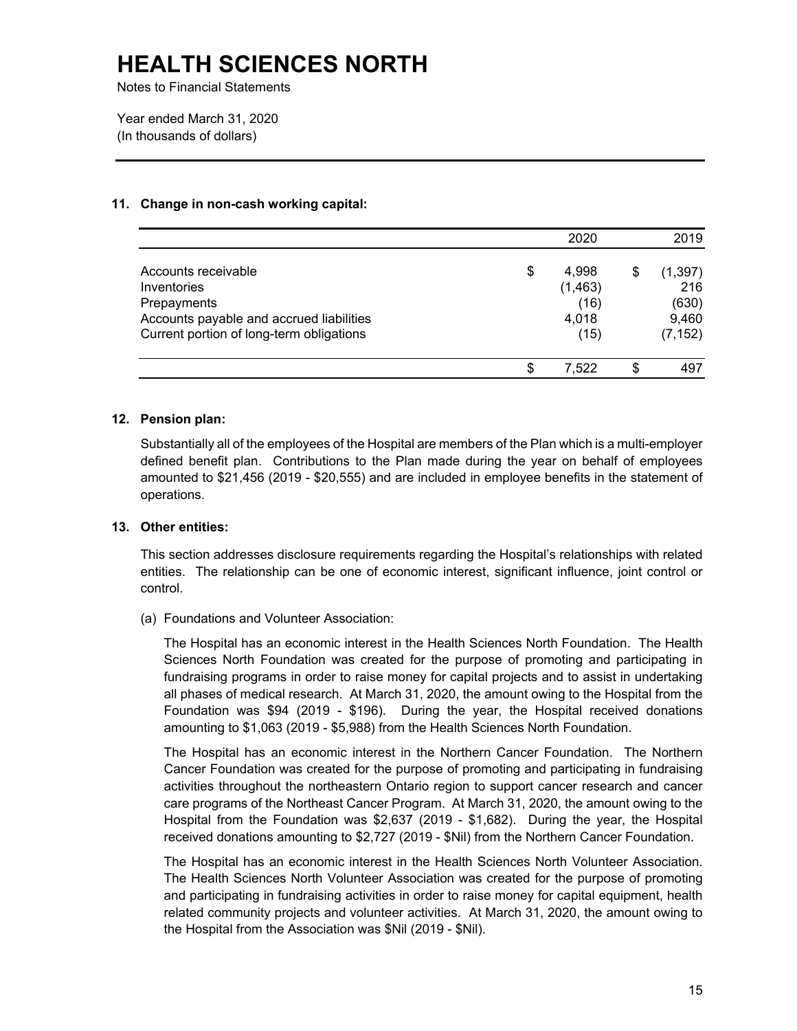# HEALTH SCIENCES NORTH

Notes to Financial Statements

Year ended March 31, 2020
(In thousands of dollars)

## 11. Change in non-cash working capital:

| | 2020 | 2019 |
|---|---|---|
| Accounts receivable | $ 4,998 | $ (1,397) |
| Inventories | (1,463) | 216 |
| Prepayments | (16) | (630) |
| Accounts payable and accrued liabilities | 4,018 | 9,460 |
| Current portion of long-term obligations | (15) | (7,152) |
| | $ 7,522 | $ 497 |

## 12. Pension plan:

Substantially all of the employees of the Hospital are members of the Plan which is a multi-employer defined benefit plan. Contributions to the Plan made during the year on behalf of employees amounted to $21,456 (2019 - $20,555) and are included in employee benefits in the statement of operations.

## 13. Other entities:

This section addresses disclosure requirements regarding the Hospital's relationships with related entities. The relationship can be one of economic interest, significant influence, joint control or control.

(a) Foundations and Volunteer Association:

The Hospital has an economic interest in the Health Sciences North Foundation. The Health Sciences North Foundation was created for the purpose of promoting and participating in fundraising programs in order to raise money for capital projects and to assist in undertaking all phases of medical research. At March 31, 2020, the amount owing to the Hospital from the Foundation was $94 (2019 - $196). During the year, the Hospital received donations amounting to $1,063 (2019 - $5,988) from the Health Sciences North Foundation.

The Hospital has an economic interest in the Northern Cancer Foundation. The Northern Cancer Foundation was created for the purpose of promoting and participating in fundraising activities throughout the northeastern Ontario region to support cancer research and cancer care programs of the Northeast Cancer Program. At March 31, 2020, the amount owing to the Hospital from the Foundation was $2,637 (2019 - $1,682). During the year, the Hospital received donations amounting to $2,727 (2019 - $Nil) from the Northern Cancer Foundation.

The Hospital has an economic interest in the Health Sciences North Volunteer Association. The Health Sciences North Volunteer Association was created for the purpose of promoting and participating in fundraising activities in order to raise money for capital equipment, health related community projects and volunteer activities. At March 31, 2020, the amount owing to the Hospital from the Association was $Nil (2019 - $Nil).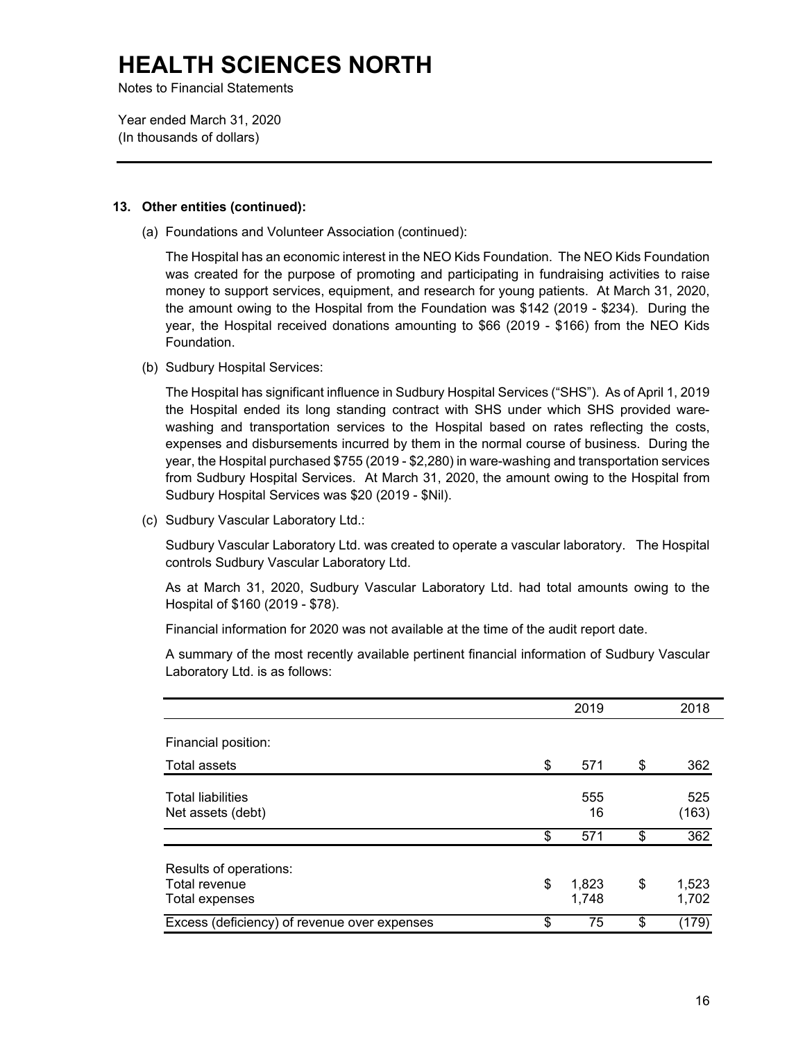# HEALTH SCIENCES NORTH

Notes to Financial Statements

Year ended March 31, 2020
(In thousands of dollars)

### 13. Other entities (continued):

(a) Foundations and Volunteer Association (continued):

The Hospital has an economic interest in the NEO Kids Foundation. The NEO Kids Foundation was created for the purpose of promoting and participating in fundraising activities to raise money to support services, equipment, and research for young patients. At March 31, 2020, the amount owing to the Hospital from the Foundation was $142 (2019 - $234). During the year, the Hospital received donations amounting to $66 (2019 - $166) from the NEO Kids Foundation.

(b) Sudbury Hospital Services:

The Hospital has significant influence in Sudbury Hospital Services ("SHS"). As of April 1, 2019 the Hospital ended its long standing contract with SHS under which SHS provided ware-washing and transportation services to the Hospital based on rates reflecting the costs, expenses and disbursements incurred by them in the normal course of business. During the year, the Hospital purchased $755 (2019 - $2,280) in ware-washing and transportation services from Sudbury Hospital Services. At March 31, 2020, the amount owing to the Hospital from Sudbury Hospital Services was $20 (2019 - $Nil).

(c) Sudbury Vascular Laboratory Ltd.:

Sudbury Vascular Laboratory Ltd. was created to operate a vascular laboratory. The Hospital controls Sudbury Vascular Laboratory Ltd.

As at March 31, 2020, Sudbury Vascular Laboratory Ltd. had total amounts owing to the Hospital of $160 (2019 - $78).

Financial information for 2020 was not available at the time of the audit report date.

A summary of the most recently available pertinent financial information of Sudbury Vascular Laboratory Ltd. is as follows:

| | 2019 | 2018 |
|---|---|---|
| Financial position: | | |
| Total assets | $ 571 | $ 362 |
| Total liabilities | 555 | 525 |
| Net assets (debt) | 16 | (163) |
| | $ 571 | $ 362 |
| Results of operations: | | |
| Total revenue | $ 1,823 | $ 1,523 |
| Total expenses | 1,748 | 1,702 |
| Excess (deficiency) of revenue over expenses | $ 75 | $ (179) |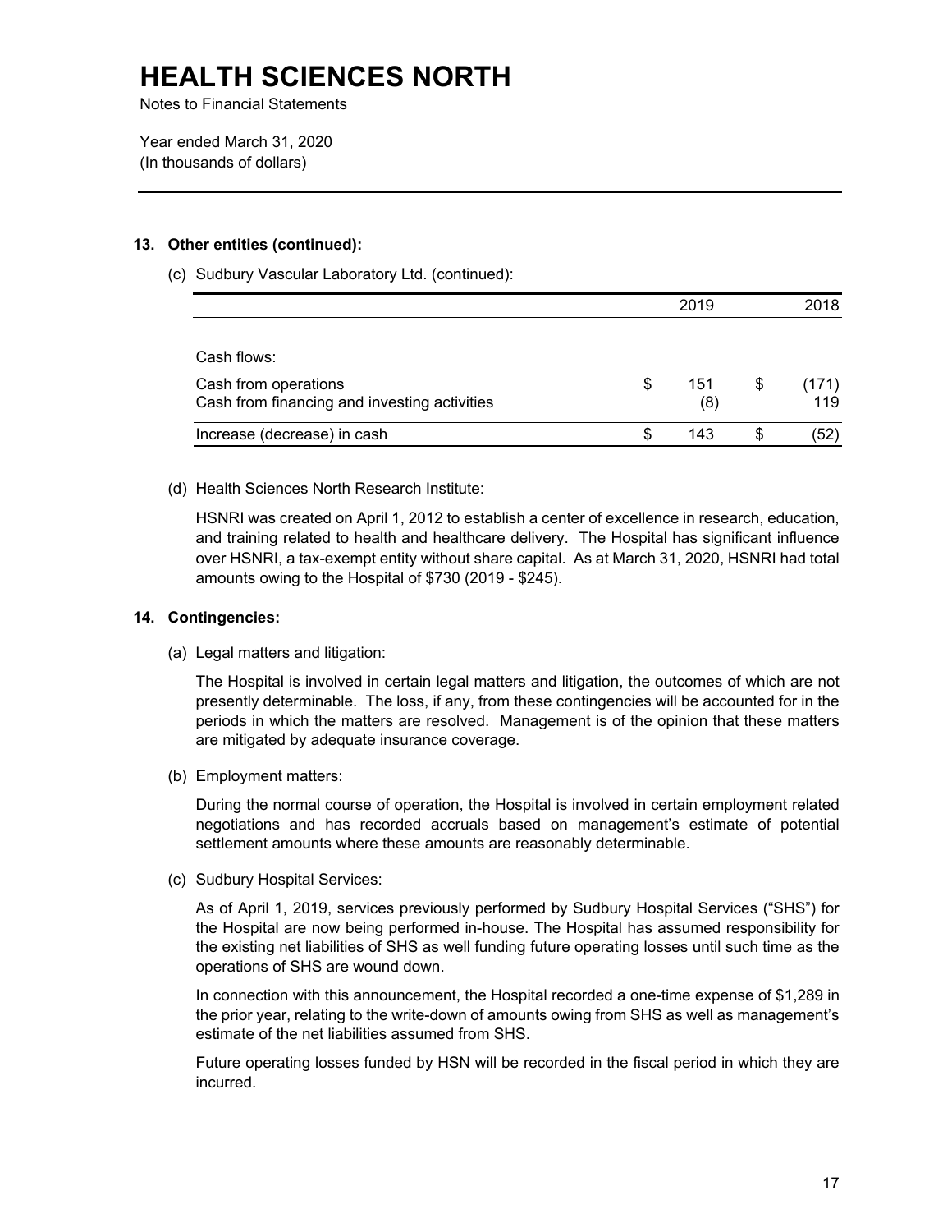### 13. Other entities (continued):

(c) Sudbury Vascular Laboratory Ltd. (continued):

| | 2019 | 2018 |
|---|---|---|
| Cash flows: | | |
| Cash from operations | $ 151 | $ (171) |
| Cash from financing and investing activities | (8) | 119 |
| Increase (decrease) in cash | $ 143 | $ (52) |

(d) Health Sciences North Research Institute:

HSNRI was created on April 1, 2012 to establish a center of excellence in research, education, and training related to health and healthcare delivery. The Hospital has significant influence over HSNRI, a tax-exempt entity without share capital. As at March 31, 2020, HSNRI had total amounts owing to the Hospital of $730 (2019 - $245).

### 14. Contingencies:

(a) Legal matters and litigation:

The Hospital is involved in certain legal matters and litigation, the outcomes of which are not presently determinable. The loss, if any, from these contingencies will be accounted for in the periods in which the matters are resolved. Management is of the opinion that these matters are mitigated by adequate insurance coverage.

(b) Employment matters:

During the normal course of operation, the Hospital is involved in certain employment related negotiations and has recorded accruals based on management's estimate of potential settlement amounts where these amounts are reasonably determinable.

(c) Sudbury Hospital Services:

As of April 1, 2019, services previously performed by Sudbury Hospital Services ("SHS") for the Hospital are now being performed in-house. The Hospital has assumed responsibility for the existing net liabilities of SHS as well funding future operating losses until such time as the operations of SHS are wound down.

In connection with this announcement, the Hospital recorded a one-time expense of $1,289 in the prior year, relating to the write-down of amounts owing from SHS as well as management's estimate of the net liabilities assumed from SHS.

Future operating losses funded by HSN will be recorded in the fiscal period in which they are incurred.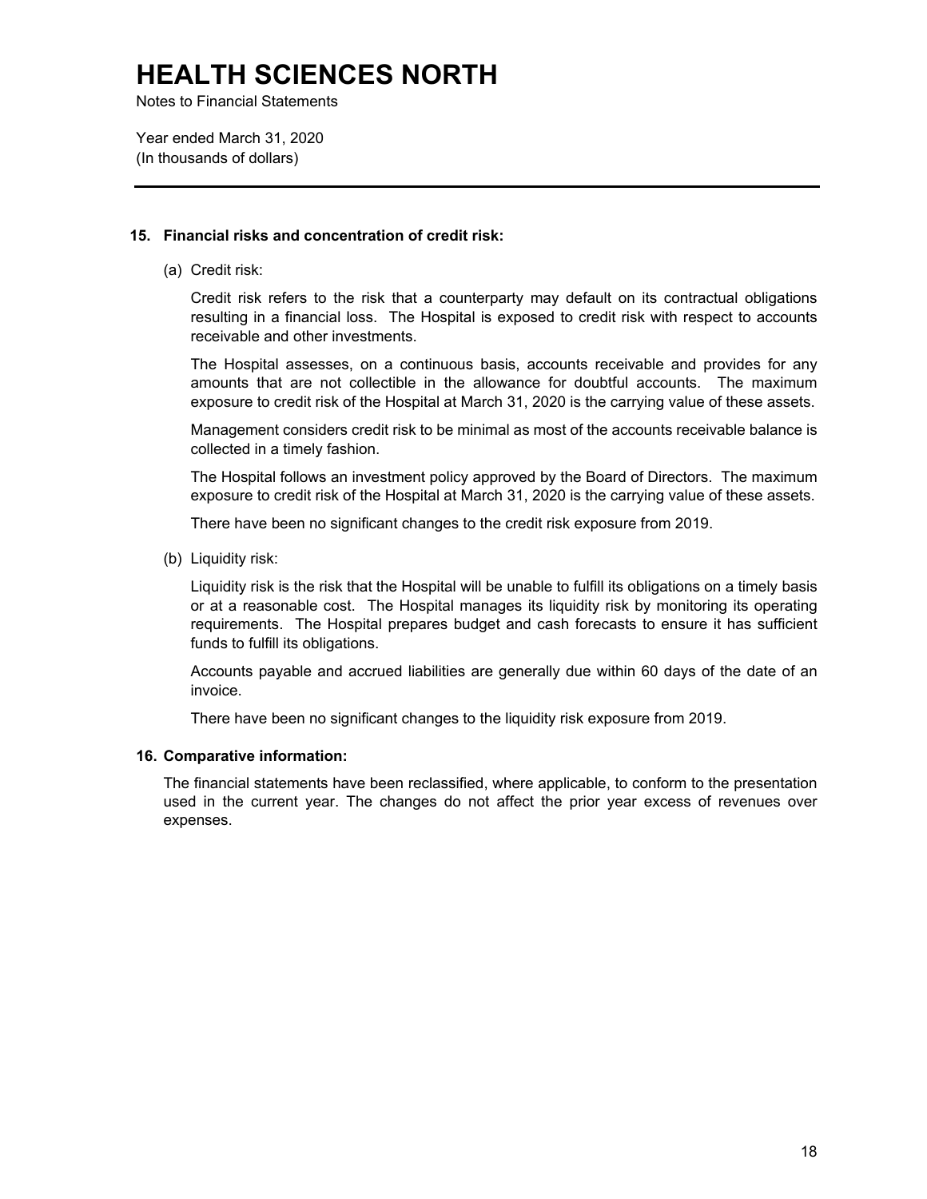## 15. Financial risks and concentration of credit risk:

(a) Credit risk:

Credit risk refers to the risk that a counterparty may default on its contractual obligations resulting in a financial loss. The Hospital is exposed to credit risk with respect to accounts receivable and other investments.

The Hospital assesses, on a continuous basis, accounts receivable and provides for any amounts that are not collectible in the allowance for doubtful accounts. The maximum exposure to credit risk of the Hospital at March 31, 2020 is the carrying value of these assets.

Management considers credit risk to be minimal as most of the accounts receivable balance is collected in a timely fashion.

The Hospital follows an investment policy approved by the Board of Directors. The maximum exposure to credit risk of the Hospital at March 31, 2020 is the carrying value of these assets.

There have been no significant changes to the credit risk exposure from 2019.

(b) Liquidity risk:

Liquidity risk is the risk that the Hospital will be unable to fulfill its obligations on a timely basis or at a reasonable cost. The Hospital manages its liquidity risk by monitoring its operating requirements. The Hospital prepares budget and cash forecasts to ensure it has sufficient funds to fulfill its obligations.

Accounts payable and accrued liabilities are generally due within 60 days of the date of an invoice.

There have been no significant changes to the liquidity risk exposure from 2019.

## 16. Comparative information:

The financial statements have been reclassified, where applicable, to conform to the presentation used in the current year. The changes do not affect the prior year excess of revenues over expenses.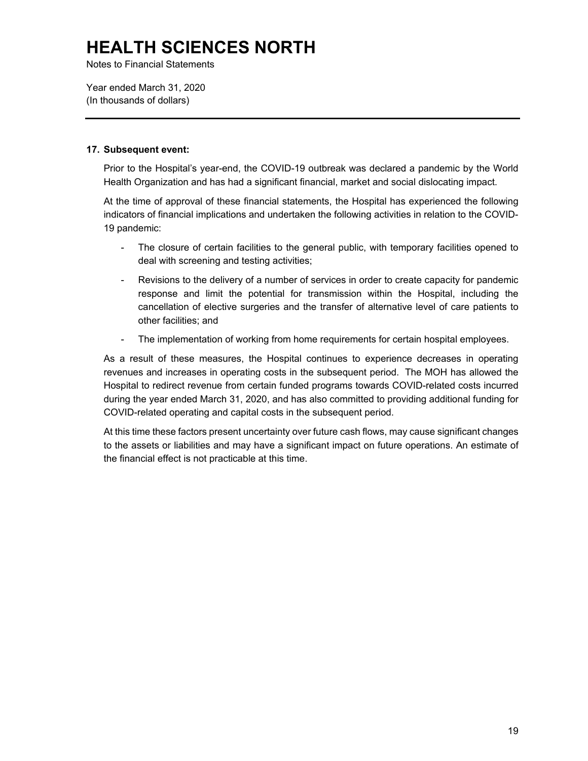# HEALTH SCIENCES NORTH

Notes to Financial Statements

Year ended March 31, 2020
(In thousands of dollars)

---

**17. Subsequent event:**

Prior to the Hospital's year-end, the COVID-19 outbreak was declared a pandemic by the World Health Organization and has had a significant financial, market and social dislocating impact.

At the time of approval of these financial statements, the Hospital has experienced the following indicators of financial implications and undertaken the following activities in relation to the COVID-19 pandemic:

- The closure of certain facilities to the general public, with temporary facilities opened to deal with screening and testing activities;
- Revisions to the delivery of a number of services in order to create capacity for pandemic response and limit the potential for transmission within the Hospital, including the cancellation of elective surgeries and the transfer of alternative level of care patients to other facilities; and
- The implementation of working from home requirements for certain hospital employees.

As a result of these measures, the Hospital continues to experience decreases in operating revenues and increases in operating costs in the subsequent period. The MOH has allowed the Hospital to redirect revenue from certain funded programs towards COVID-related costs incurred during the year ended March 31, 2020, and has also committed to providing additional funding for COVID-related operating and capital costs in the subsequent period.

At this time these factors present uncertainty over future cash flows, may cause significant changes to the assets or liabilities and may have a significant impact on future operations. An estimate of the financial effect is not practicable at this time.